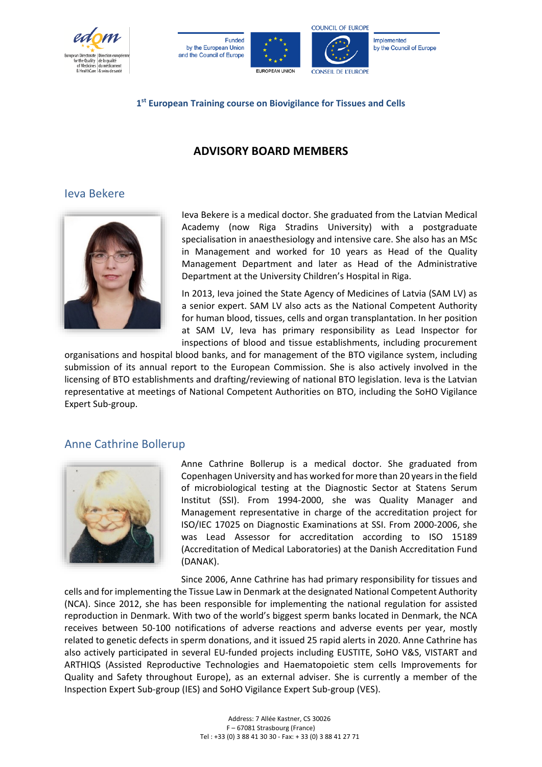1st European Training course on Biovigilance for Tissues and Cells

# ADVISORY BOARD MEMBERS

## Ieva Bekere

Ieva Bekere is a medical doctor. She graduated from the Latvian Medical Academy (now Riga Stradins University) with a postgraduate specialisation in anaesthesiology and intensive care. She also has an MSc in Management and worked for 10 years as Head of the Quality Management Department and later as Head of the Administrative Department at the University Children's Hospital in Riga.

In 2013, Ieva joined the State Agency of Medicines of Latvia (SAM LV) as a senior expert. SAM LV also acts as the National Competent Authority for human blood, tissues, cells and organ transplantation. In her position at SAM LV, Ieva has primary responsibility as Lead Inspector for inspections of blood and tissue establishments, including procurement organisations and hospital blood banks, and for management of the BTO vigilance system, including submission of its annual report to the European Commission. She is also actively involved in the licensing of BTO establishments and drafting/reviewing of national BTO legislation. Ieva is the Latvian representative at meetings of National Competent Authorities on BTO, including the SoHO Vigilance Expert Sub-group.

## Anne Cathrine Bollerup

Anne Cathrine Bollerup is a medical doctor. She graduated from Copenhagen University and has worked for more than 20 years in the field of microbiological testing at the Diagnostic Sector at Statens Serum Institut (SSI). From 1994-2000, she was Quality Manager and Management representative in charge of the accreditation project for ISO/IEC 17025 on Diagnostic Examinations at SSI. From 2000-2006, she was Lead Assessor for accreditation according to ISO 15189 (Accreditation of Medical Laboratories) at the Danish Accreditation Fund (DANAK).

Since 2006, Anne Cathrine has had primary responsibility for tissues and cells and for implementing the Tissue Law in Denmark at the designated National Competent Authority (NCA). Since 2012, she has been responsible for implementing the national regulation for assisted reproduction in Denmark. With two of the world's biggest sperm banks located in Denmark, the NCA receives between 50-100 notifications of adverse reactions and adverse events per year, mostly related to genetic defects in sperm donations, and it issued 25 rapid alerts in 2020. Anne Cathrine has also actively participated in several EU-funded projects including EUSTITE, SoHO V&S, VISTART and ARTHIQS (Assisted Reproductive Technologies and Haematopoietic stem cells Improvements for Quality and Safety throughout Europe), as an external adviser. She is currently a member of the Inspection Expert Sub-group (IES) and SoHO Vigilance Expert Sub-group (VES).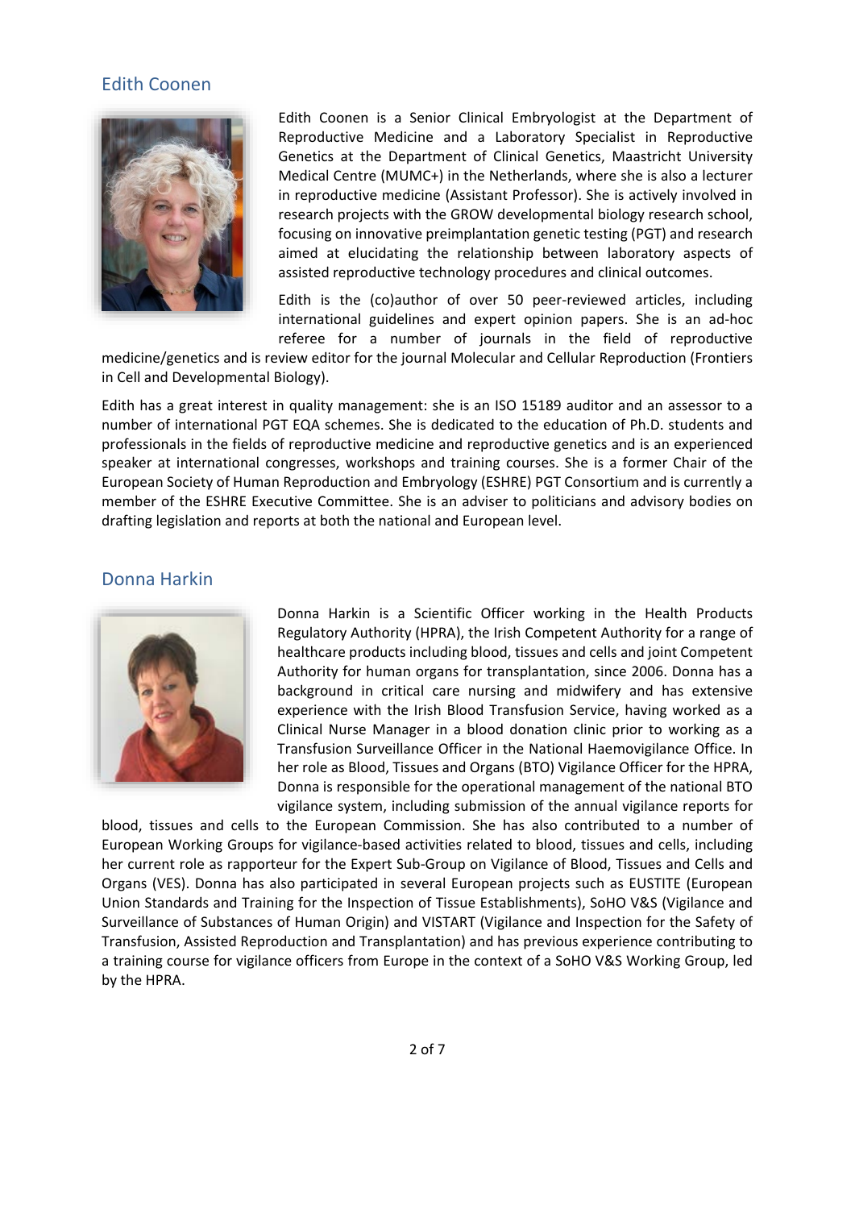## Edith Coonen

Edith Coonen is a Senior Clinical Embryologist at the Department of Reproductive Medicine and a Laboratory Specialist in Reproductive Genetics at the Department of Clinical Genetics, Maastricht University Medical Centre (MUMC+) in the Netherlands, where she is also a lecturer in reproductive medicine (Assistant Professor). She is actively involved in research projects with the GROW developmental biology research school, focusing on innovative preimplantation genetic testing (PGT) and research aimed at elucidating the relationship between laboratory aspects of assisted reproductive technology procedures and clinical outcomes.

Edith is the (co)author of over 50 peer-reviewed articles, including international guidelines and expert opinion papers. She is an ad-hoc referee for a number of journals in the field of reproductive medicine/genetics and is review editor for the journal Molecular and Cellular Reproduction (Frontiers in Cell and Developmental Biology).

Edith has a great interest in quality management: she is an ISO 15189 auditor and an assessor to a number of international PGT EQA schemes. She is dedicated to the education of Ph.D. students and professionals in the fields of reproductive medicine and reproductive genetics and is an experienced speaker at international congresses, workshops and training courses. She is a former Chair of the European Society of Human Reproduction and Embryology (ESHRE) PGT Consortium and is currently a member of the ESHRE Executive Committee. She is an adviser to politicians and advisory bodies on drafting legislation and reports at both the national and European level.

## Donna Harkin

Donna Harkin is a Scientific Officer working in the Health Products Regulatory Authority (HPRA), the Irish Competent Authority for a range of healthcare products including blood, tissues and cells and joint Competent Authority for human organs for transplantation, since 2006. Donna has a background in critical care nursing and midwifery and has extensive experience with the Irish Blood Transfusion Service, having worked as a Clinical Nurse Manager in a blood donation clinic prior to working as a Transfusion Surveillance Officer in the National Haemovigilance Office. In her role as Blood, Tissues and Organs (BTO) Vigilance Officer for the HPRA, Donna is responsible for the operational management of the national BTO vigilance system, including submission of the annual vigilance reports for blood, tissues and cells to the European Commission. She has also contributed to a number of European Working Groups for vigilance-based activities related to blood, tissues and cells, including her current role as rapporteur for the Expert Sub-Group on Vigilance of Blood, Tissues and Cells and Organs (VES). Donna has also participated in several European projects such as EUSTITE (European Union Standards and Training for the Inspection of Tissue Establishments), SoHO V&S (Vigilance and Surveillance of Substances of Human Origin) and VISTART (Vigilance and Inspection for the Safety of Transfusion, Assisted Reproduction and Transplantation) and has previous experience contributing to a training course for vigilance officers from Europe in the context of a SoHO V&S Working Group, led by the HPRA.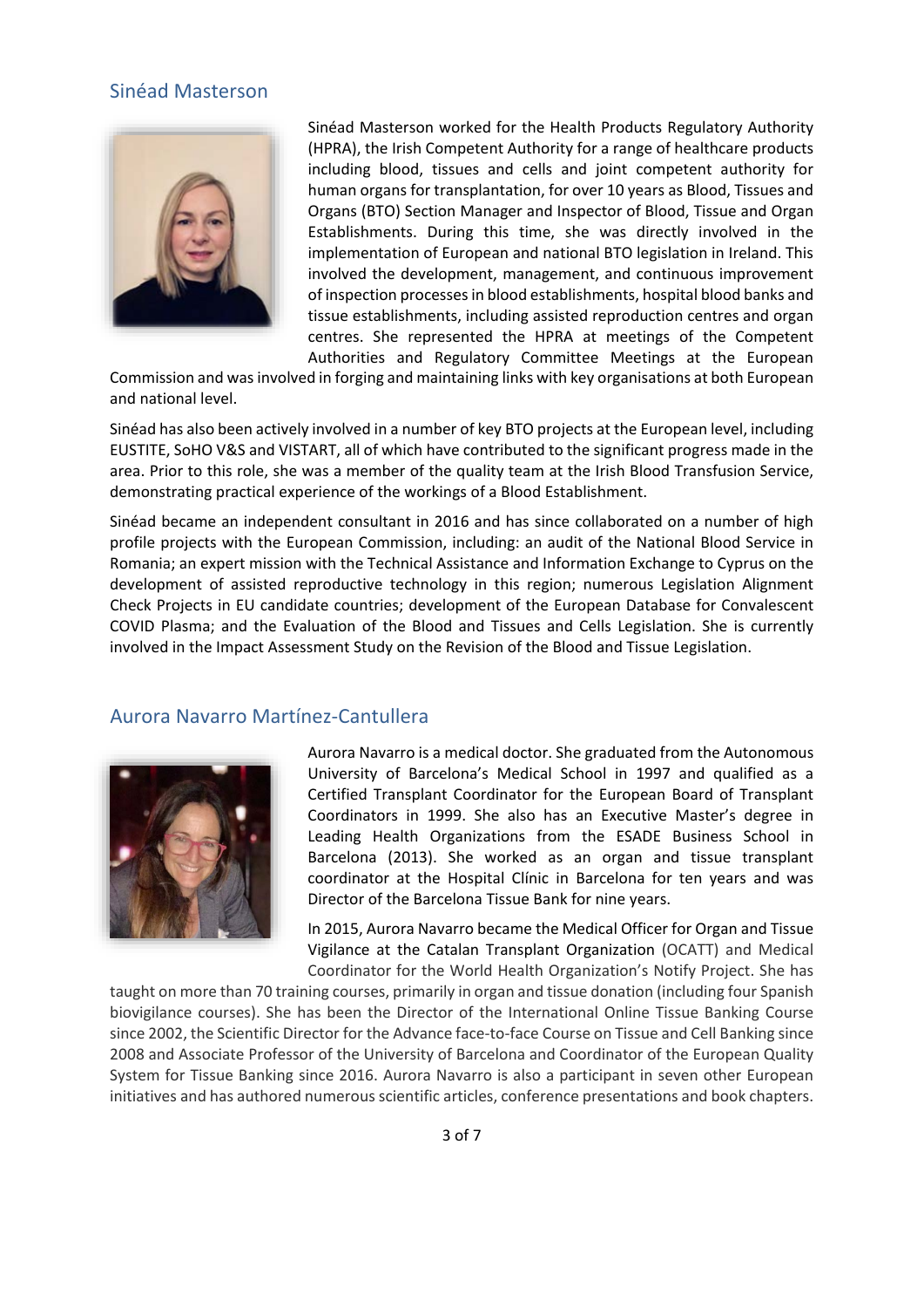## Sinéad Masterson

Sinéad Masterson worked for the Health Products Regulatory Authority (HPRA), the Irish Competent Authority for a range of healthcare products including blood, tissues and cells and joint competent authority for human organs for transplantation, for over 10 years as Blood, Tissues and Organs (BTO) Section Manager and Inspector of Blood, Tissue and Organ Establishments. During this time, she was directly involved in the implementation of European and national BTO legislation in Ireland. This involved the development, management, and continuous improvement of inspection processes in blood establishments, hospital blood banks and tissue establishments, including assisted reproduction centres and organ centres. She represented the HPRA at meetings of the Competent Authorities and Regulatory Committee Meetings at the European Commission and was involved in forging and maintaining links with key organisations at both European and national level.

Sinéad has also been actively involved in a number of key BTO projects at the European level, including EUSTITE, SoHO V&S and VISTART, all of which have contributed to the significant progress made in the area. Prior to this role, she was a member of the quality team at the Irish Blood Transfusion Service, demonstrating practical experience of the workings of a Blood Establishment.

Sinéad became an independent consultant in 2016 and has since collaborated on a number of high profile projects with the European Commission, including: an audit of the National Blood Service in Romania; an expert mission with the Technical Assistance and Information Exchange to Cyprus on the development of assisted reproductive technology in this region; numerous Legislation Alignment Check Projects in EU candidate countries; development of the European Database for Convalescent COVID Plasma; and the Evaluation of the Blood and Tissues and Cells Legislation. She is currently involved in the Impact Assessment Study on the Revision of the Blood and Tissue Legislation.

## Aurora Navarro Martínez-Cantullera

Aurora Navarro is a medical doctor. She graduated from the Autonomous University of Barcelona's Medical School in 1997 and qualified as a Certified Transplant Coordinator for the European Board of Transplant Coordinators in 1999. She also has an Executive Master's degree in Leading Health Organizations from the ESADE Business School in Barcelona (2013). She worked as an organ and tissue transplant coordinator at the Hospital Clínic in Barcelona for ten years and was Director of the Barcelona Tissue Bank for nine years.

In 2015, Aurora Navarro became the Medical Officer for Organ and Tissue Vigilance at the Catalan Transplant Organization (OCATT) and Medical Coordinator for the World Health Organization's Notify Project. She has taught on more than 70 training courses, primarily in organ and tissue donation (including four Spanish biovigilance courses). She has been the Director of the International Online Tissue Banking Course since 2002, the Scientific Director for the Advance face-to-face Course on Tissue and Cell Banking since 2008 and Associate Professor of the University of Barcelona and Coordinator of the European Quality System for Tissue Banking since 2016. Aurora Navarro is also a participant in seven other European initiatives and has authored numerous scientific articles, conference presentations and book chapters.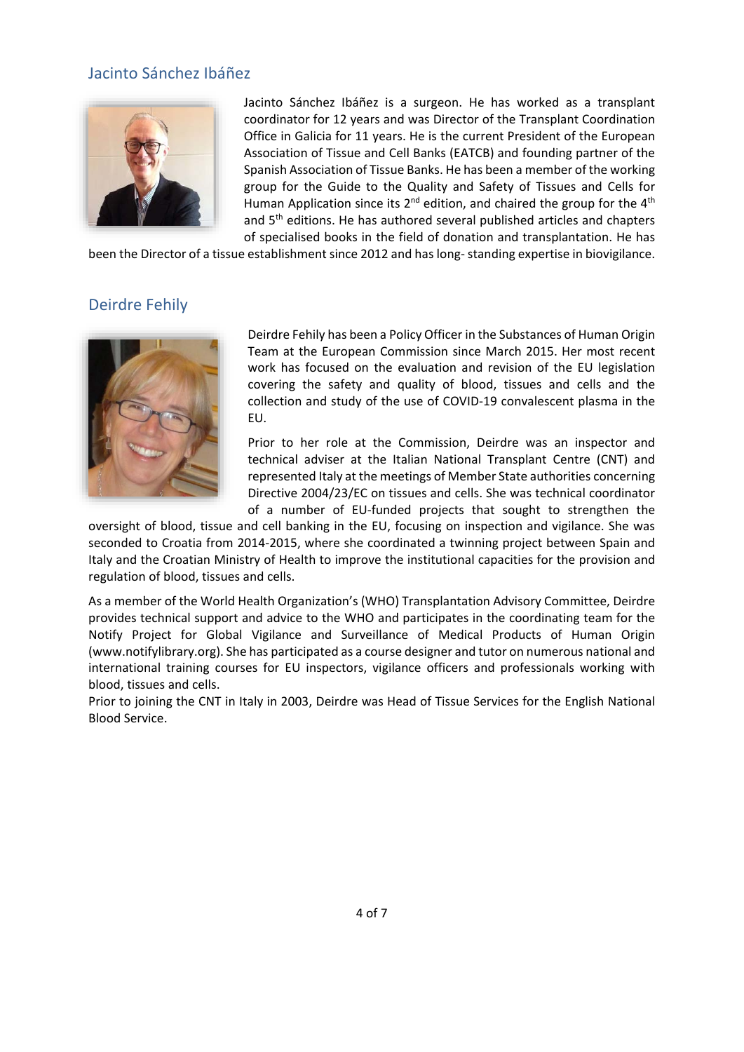## Jacinto Sánchez Ibáñez

Jacinto Sánchez Ibáñez is a surgeon. He has worked as a transplant coordinator for 12 years and was Director of the Transplant Coordination Office in Galicia for 11 years. He is the current President of the European Association of Tissue and Cell Banks (EATCB) and founding partner of the Spanish Association of Tissue Banks. He has been a member of the working group for the Guide to the Quality and Safety of Tissues and Cells for Human Application since its 2nd edition, and chaired the group for the 4th and 5th editions. He has authored several published articles and chapters of specialised books in the field of donation and transplantation. He has been the Director of a tissue establishment since 2012 and has long- standing expertise in biovigilance.

## Deirdre Fehily

Deirdre Fehily has been a Policy Officer in the Substances of Human Origin Team at the European Commission since March 2015. Her most recent work has focused on the evaluation and revision of the EU legislation covering the safety and quality of blood, tissues and cells and the collection and study of the use of COVID-19 convalescent plasma in the EU.

Prior to her role at the Commission, Deirdre was an inspector and technical adviser at the Italian National Transplant Centre (CNT) and represented Italy at the meetings of Member State authorities concerning Directive 2004/23/EC on tissues and cells. She was technical coordinator of a number of EU-funded projects that sought to strengthen the oversight of blood, tissue and cell banking in the EU, focusing on inspection and vigilance. She was seconded to Croatia from 2014-2015, where she coordinated a twinning project between Spain and Italy and the Croatian Ministry of Health to improve the institutional capacities for the provision and regulation of blood, tissues and cells.

As a member of the World Health Organization's (WHO) Transplantation Advisory Committee, Deirdre provides technical support and advice to the WHO and participates in the coordinating team for the Notify Project for Global Vigilance and Surveillance of Medical Products of Human Origin (www.notifylibrary.org). She has participated as a course designer and tutor on numerous national and international training courses for EU inspectors, vigilance officers and professionals working with blood, tissues and cells.

Prior to joining the CNT in Italy in 2003, Deirdre was Head of Tissue Services for the English National Blood Service.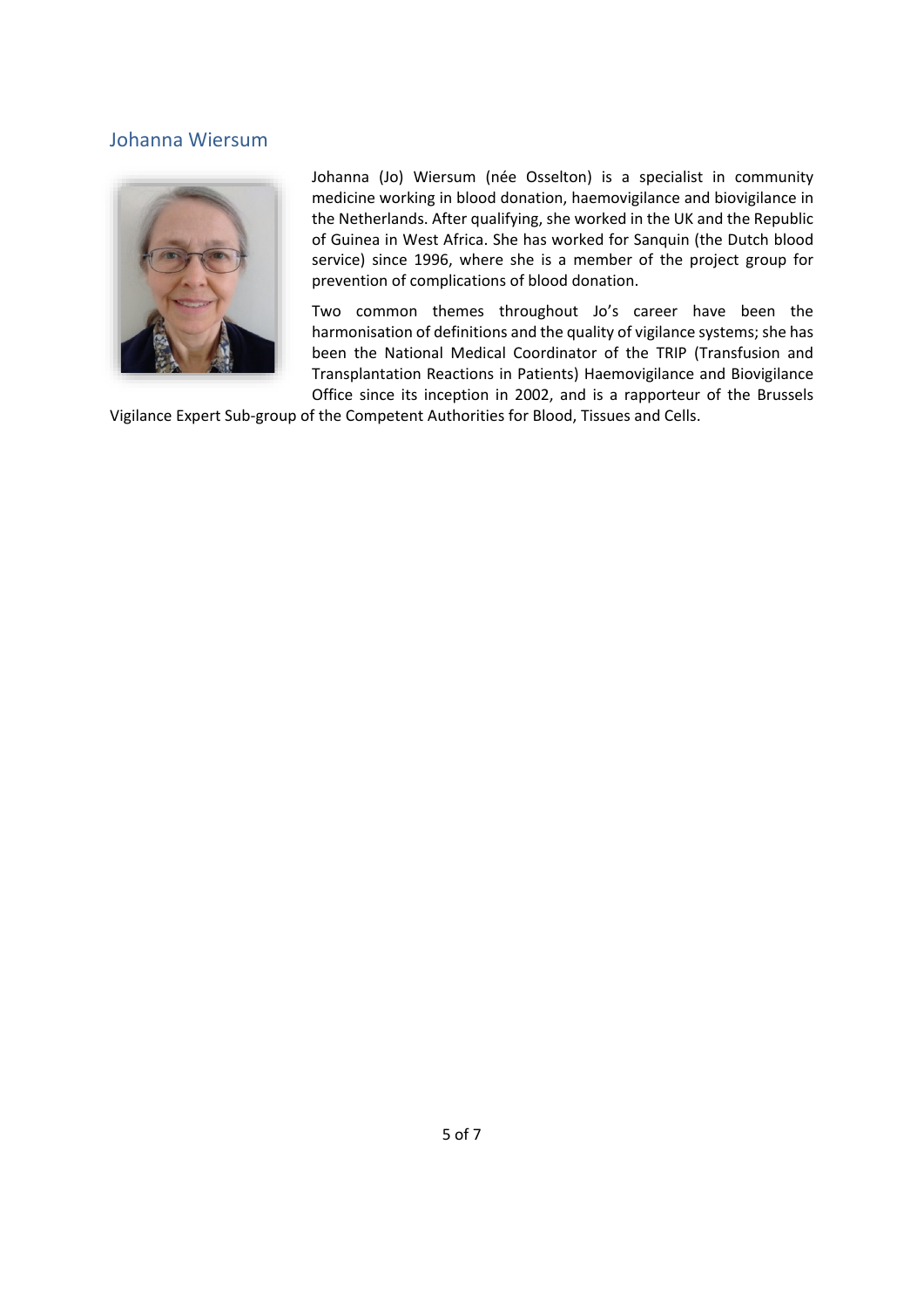## Johanna Wiersum

Johanna (Jo) Wiersum (née Osselton) is a specialist in community medicine working in blood donation, haemovigilance and biovigilance in the Netherlands. After qualifying, she worked in the UK and the Republic of Guinea in West Africa. She has worked for Sanquin (the Dutch blood service) since 1996, where she is a member of the project group for prevention of complications of blood donation.

Two common themes throughout Jo's career have been the harmonisation of definitions and the quality of vigilance systems; she has been the National Medical Coordinator of the TRIP (Transfusion and Transplantation Reactions in Patients) Haemovigilance and Biovigilance Office since its inception in 2002, and is a rapporteur of the Brussels Vigilance Expert Sub-group of the Competent Authorities for Blood, Tissues and Cells.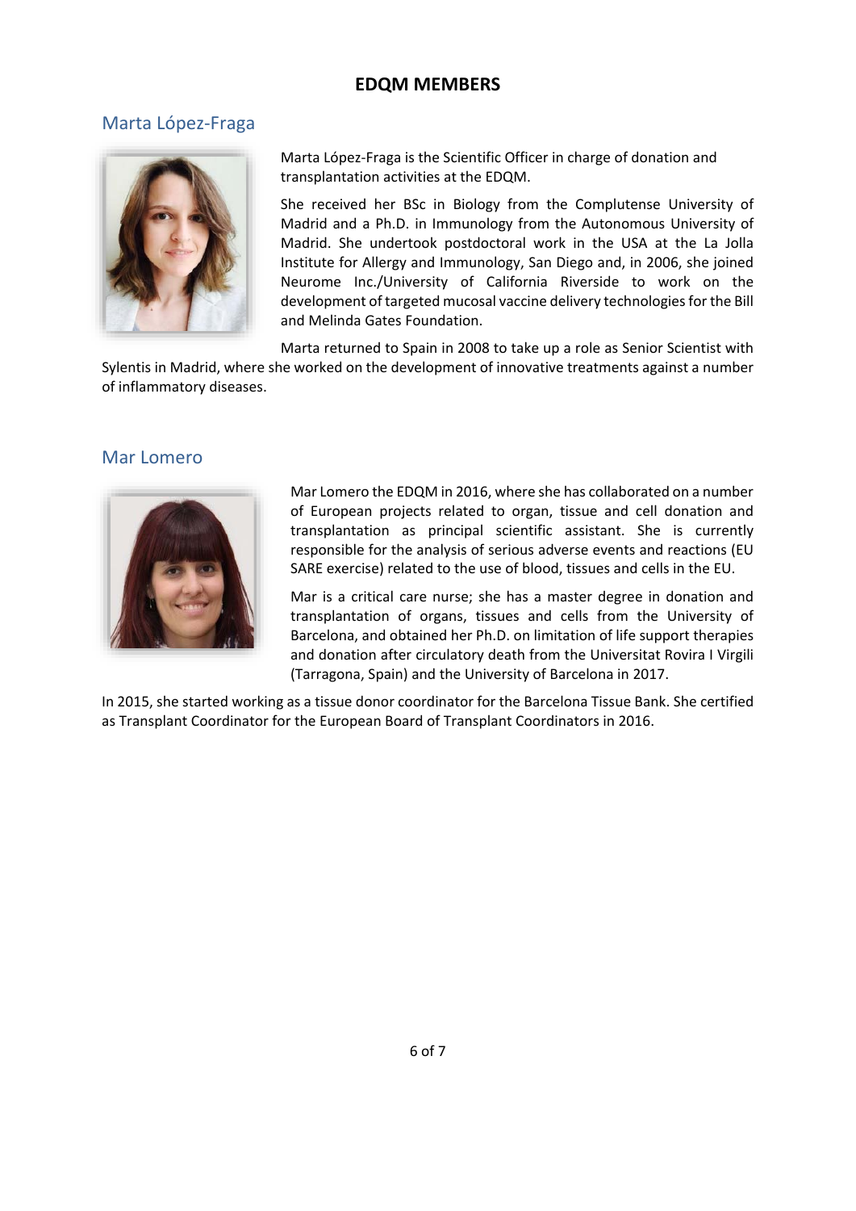## EDQM MEMBERS

### Marta López-Fraga

Marta López-Fraga is the Scientific Officer in charge of donation and transplantation activities at the EDQM.

She received her BSc in Biology from the Complutense University of Madrid and a Ph.D. in Immunology from the Autonomous University of Madrid. She undertook postdoctoral work in the USA at the La Jolla Institute for Allergy and Immunology, San Diego and, in 2006, she joined Neurome Inc./University of California Riverside to work on the development of targeted mucosal vaccine delivery technologies for the Bill and Melinda Gates Foundation.

Marta returned to Spain in 2008 to take up a role as Senior Scientist with Sylentis in Madrid, where she worked on the development of innovative treatments against a number of inflammatory diseases.

### Mar Lomero

Mar Lomero the EDQM in 2016, where she has collaborated on a number of European projects related to organ, tissue and cell donation and transplantation as principal scientific assistant. She is currently responsible for the analysis of serious adverse events and reactions (EU SARE exercise) related to the use of blood, tissues and cells in the EU.

Mar is a critical care nurse; she has a master degree in donation and transplantation of organs, tissues and cells from the University of Barcelona, and obtained her Ph.D. on limitation of life support therapies and donation after circulatory death from the Universitat Rovira I Virgili (Tarragona, Spain) and the University of Barcelona in 2017.

In 2015, she started working as a tissue donor coordinator for the Barcelona Tissue Bank. She certified as Transplant Coordinator for the European Board of Transplant Coordinators in 2016.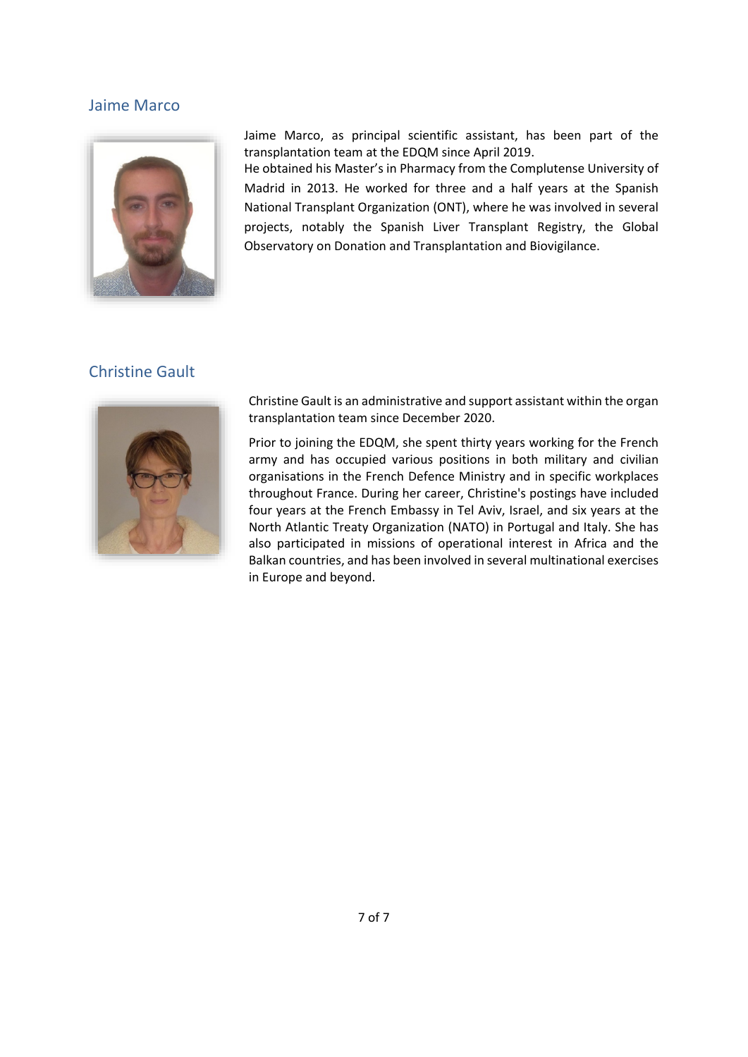## Jaime Marco

Jaime Marco, as principal scientific assistant, has been part of the transplantation team at the EDQM since April 2019.

He obtained his Master's in Pharmacy from the Complutense University of Madrid in 2013. He worked for three and a half years at the Spanish National Transplant Organization (ONT), where he was involved in several projects, notably the Spanish Liver Transplant Registry, the Global Observatory on Donation and Transplantation and Biovigilance.

## Christine Gault

Christine Gault is an administrative and support assistant within the organ transplantation team since December 2020.

Prior to joining the EDQM, she spent thirty years working for the French army and has occupied various positions in both military and civilian organisations in the French Defence Ministry and in specific workplaces throughout France. During her career, Christine's postings have included four years at the French Embassy in Tel Aviv, Israel, and six years at the North Atlantic Treaty Organization (NATO) in Portugal and Italy. She has also participated in missions of operational interest in Africa and the Balkan countries, and has been involved in several multinational exercises in Europe and beyond.